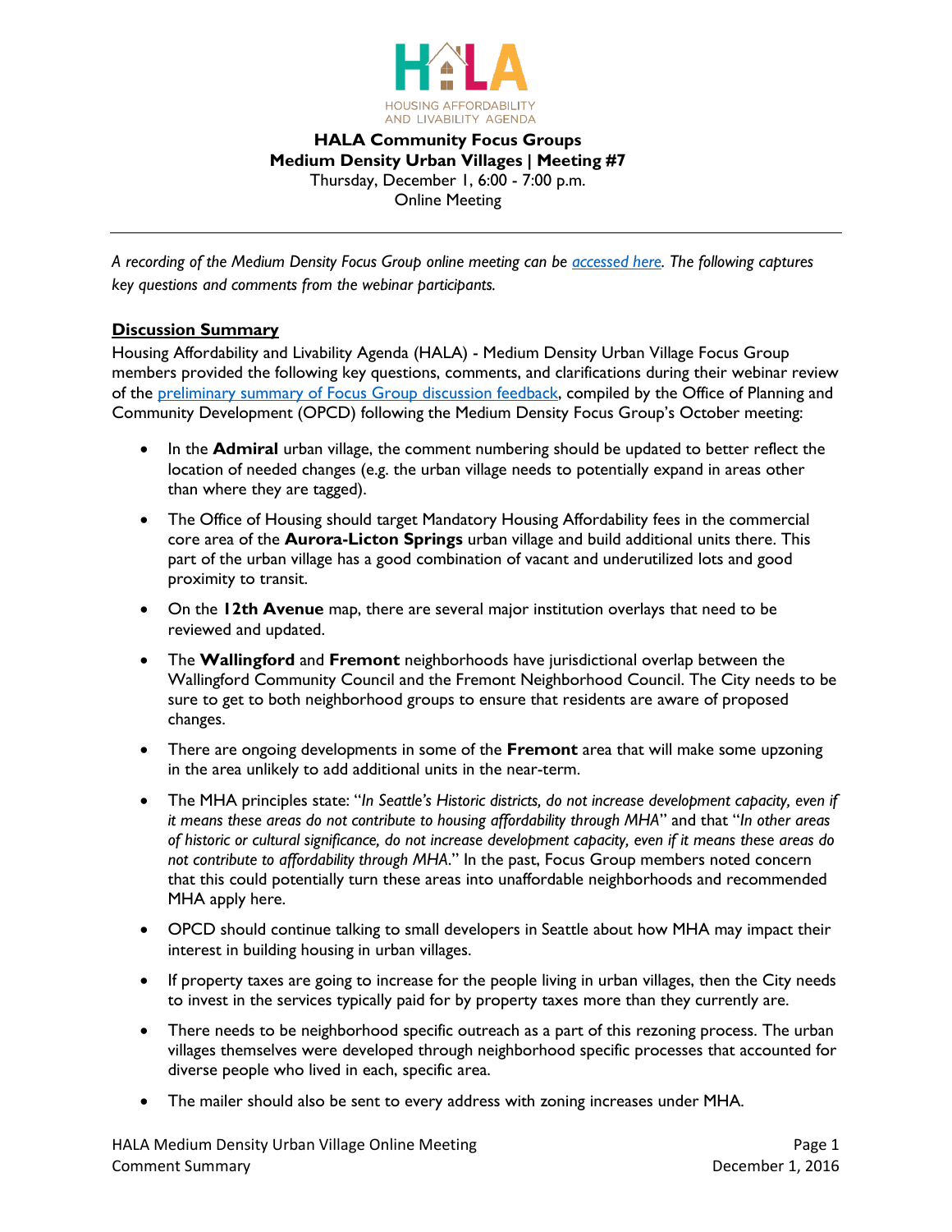HOUSING AFFORDABILITY AND LIVABILITY AGENDA

**HALA Community Focus Groups**
**Medium Density Urban Villages | Meeting #7**
Thursday, December 1, 6:00 - 7:00 p.m.
Online Meeting

---

*A recording of the Medium Density Focus Group online meeting can be [accessed here](). The following captures key questions and comments from the webinar participants.*

## Discussion Summary

Housing Affordability and Livability Agenda (HALA) - Medium Density Urban Village Focus Group members provided the following key questions, comments, and clarifications during their webinar review of the [preliminary summary of Focus Group discussion feedback](), compiled by the Office of Planning and Community Development (OPCD) following the Medium Density Focus Group's October meeting:

- In the **Admiral** urban village, the comment numbering should be updated to better reflect the location of needed changes (e.g. the urban village needs to potentially expand in areas other than where they are tagged).
- The Office of Housing should target Mandatory Housing Affordability fees in the commercial core area of the **Aurora-Licton Springs** urban village and build additional units there. This part of the urban village has a good combination of vacant and underutilized lots and good proximity to transit.
- On the **12th Avenue** map, there are several major institution overlays that need to be reviewed and updated.
- The **Wallingford** and **Fremont** neighborhoods have jurisdictional overlap between the Wallingford Community Council and the Fremont Neighborhood Council. The City needs to be sure to get to both neighborhood groups to ensure that residents are aware of proposed changes.
- There are ongoing developments in some of the **Fremont** area that will make some upzoning in the area unlikely to add additional units in the near-term.
- The MHA principles state: "*In Seattle's Historic districts, do not increase development capacity, even if it means these areas do not contribute to housing affordability through MHA*" and that "*In other areas of historic or cultural significance, do not increase development capacity, even if it means these areas do not contribute to affordability through MHA.*" In the past, Focus Group members noted concern that this could potentially turn these areas into unaffordable neighborhoods and recommended MHA apply here.
- OPCD should continue talking to small developers in Seattle about how MHA may impact their interest in building housing in urban villages.
- If property taxes are going to increase for the people living in urban villages, then the City needs to invest in the services typically paid for by property taxes more than they currently are.
- There needs to be neighborhood specific outreach as a part of this rezoning process. The urban villages themselves were developed through neighborhood specific processes that accounted for diverse people who lived in each, specific area.
- The mailer should also be sent to every address with zoning increases under MHA.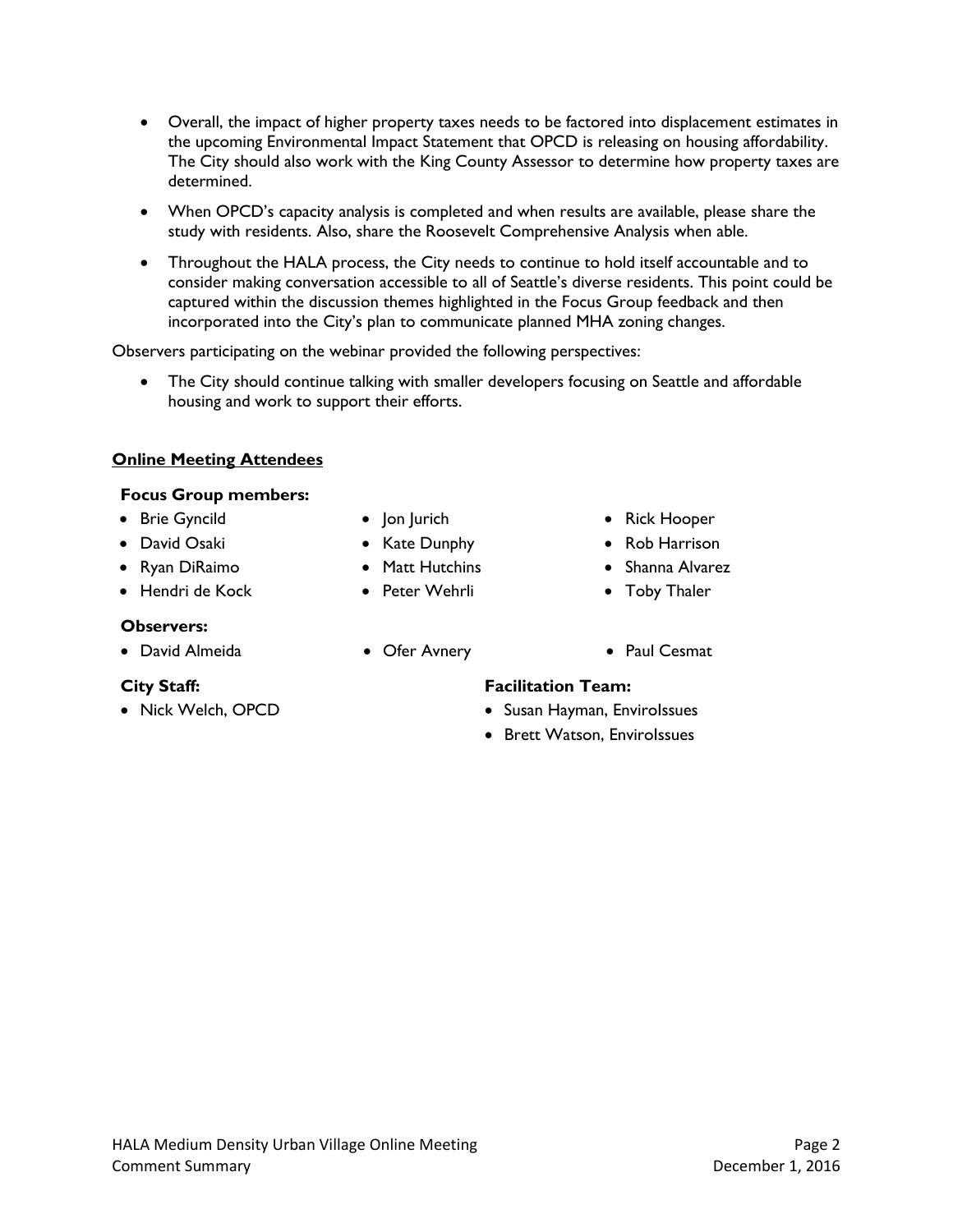- Overall, the impact of higher property taxes needs to be factored into displacement estimates in the upcoming Environmental Impact Statement that OPCD is releasing on housing affordability. The City should also work with the King County Assessor to determine how property taxes are determined.
- When OPCD's capacity analysis is completed and when results are available, please share the study with residents. Also, share the Roosevelt Comprehensive Analysis when able.
- Throughout the HALA process, the City needs to continue to hold itself accountable and to consider making conversation accessible to all of Seattle's diverse residents. This point could be captured within the discussion themes highlighted in the Focus Group feedback and then incorporated into the City's plan to communicate planned MHA zoning changes.

Observers participating on the webinar provided the following perspectives:

- The City should continue talking with smaller developers focusing on Seattle and affordable housing and work to support their efforts.

## Online Meeting Attendees

**Focus Group members:**

- Brie Gyncild
- David Osaki
- Ryan DiRaimo
- Hendri de Kock
- Jon Jurich
- Kate Dunphy
- Matt Hutchins
- Peter Wehrli
- Rick Hooper
- Rob Harrison
- Shanna Alvarez
- Toby Thaler

**Observers:**

- David Almeida
- Ofer Avnery
- Paul Cesmat

**City Staff:**

- Nick Welch, OPCD

**Facilitation Team:**

- Susan Hayman, EnviroIssues
- Brett Watson, EnviroIssues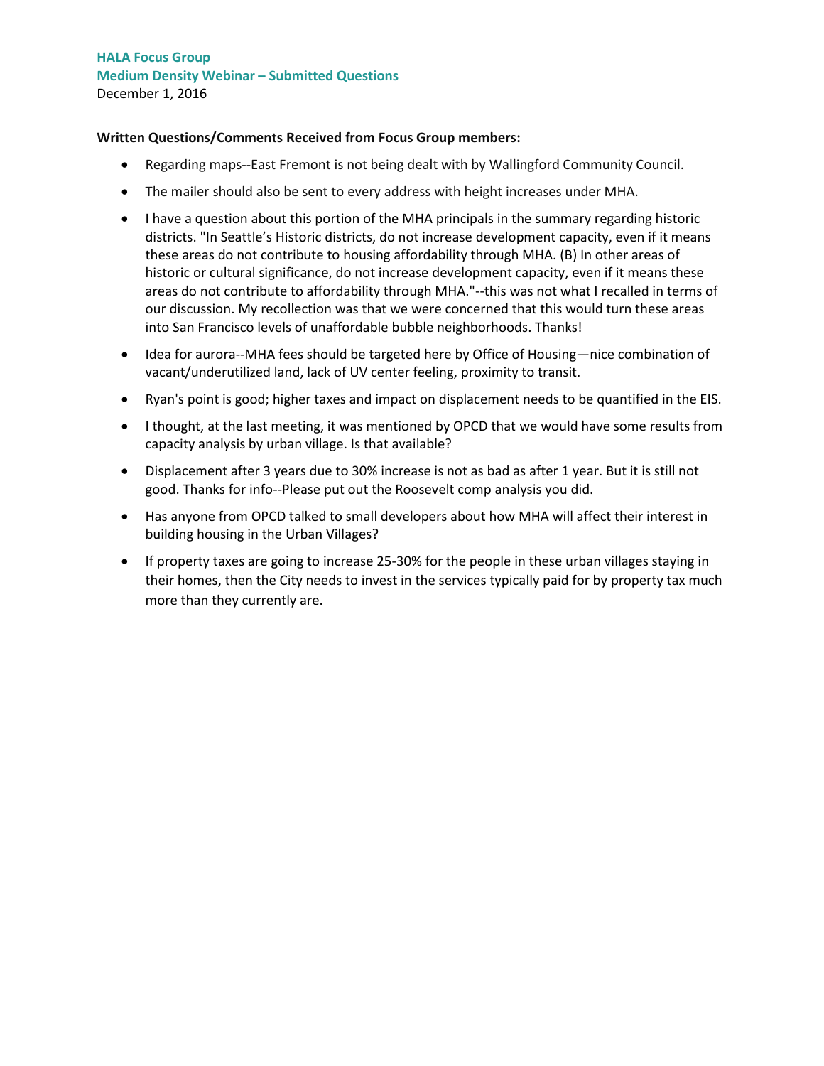**HALA Focus Group**
**Medium Density Webinar – Submitted Questions**
December 1, 2016

**Written Questions/Comments Received from Focus Group members:**

- Regarding maps--East Fremont is not being dealt with by Wallingford Community Council.
- The mailer should also be sent to every address with height increases under MHA.
- I have a question about this portion of the MHA principals in the summary regarding historic districts. "In Seattle's Historic districts, do not increase development capacity, even if it means these areas do not contribute to housing affordability through MHA. (B) In other areas of historic or cultural significance, do not increase development capacity, even if it means these areas do not contribute to affordability through MHA."--this was not what I recalled in terms of our discussion. My recollection was that we were concerned that this would turn these areas into San Francisco levels of unaffordable bubble neighborhoods. Thanks!
- Idea for aurora--MHA fees should be targeted here by Office of Housing—nice combination of vacant/underutilized land, lack of UV center feeling, proximity to transit.
- Ryan's point is good; higher taxes and impact on displacement needs to be quantified in the EIS.
- I thought, at the last meeting, it was mentioned by OPCD that we would have some results from capacity analysis by urban village. Is that available?
- Displacement after 3 years due to 30% increase is not as bad as after 1 year. But it is still not good. Thanks for info--Please put out the Roosevelt comp analysis you did.
- Has anyone from OPCD talked to small developers about how MHA will affect their interest in building housing in the Urban Villages?
- If property taxes are going to increase 25-30% for the people in these urban villages staying in their homes, then the City needs to invest in the services typically paid for by property tax much more than they currently are.